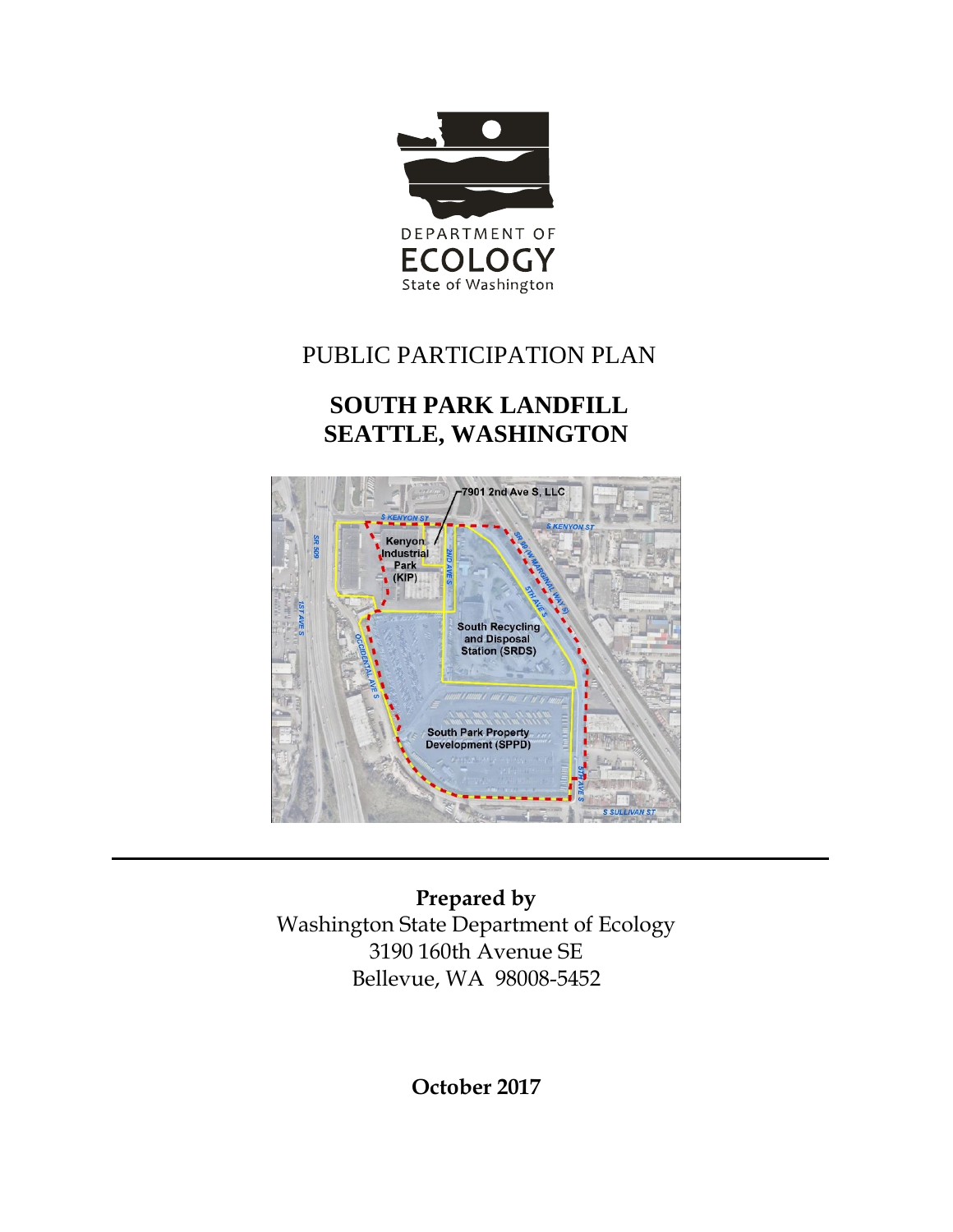DEPARTMENT OF
ECOLOGY
State of Washington

# PUBLIC PARTICIPATION PLAN

# SOUTH PARK LANDFILL
# SEATTLE, WASHINGTON

**Prepared by**
Washington State Department of Ecology
3190 160th Avenue SE
Bellevue, WA 98008-5452

**October 2017**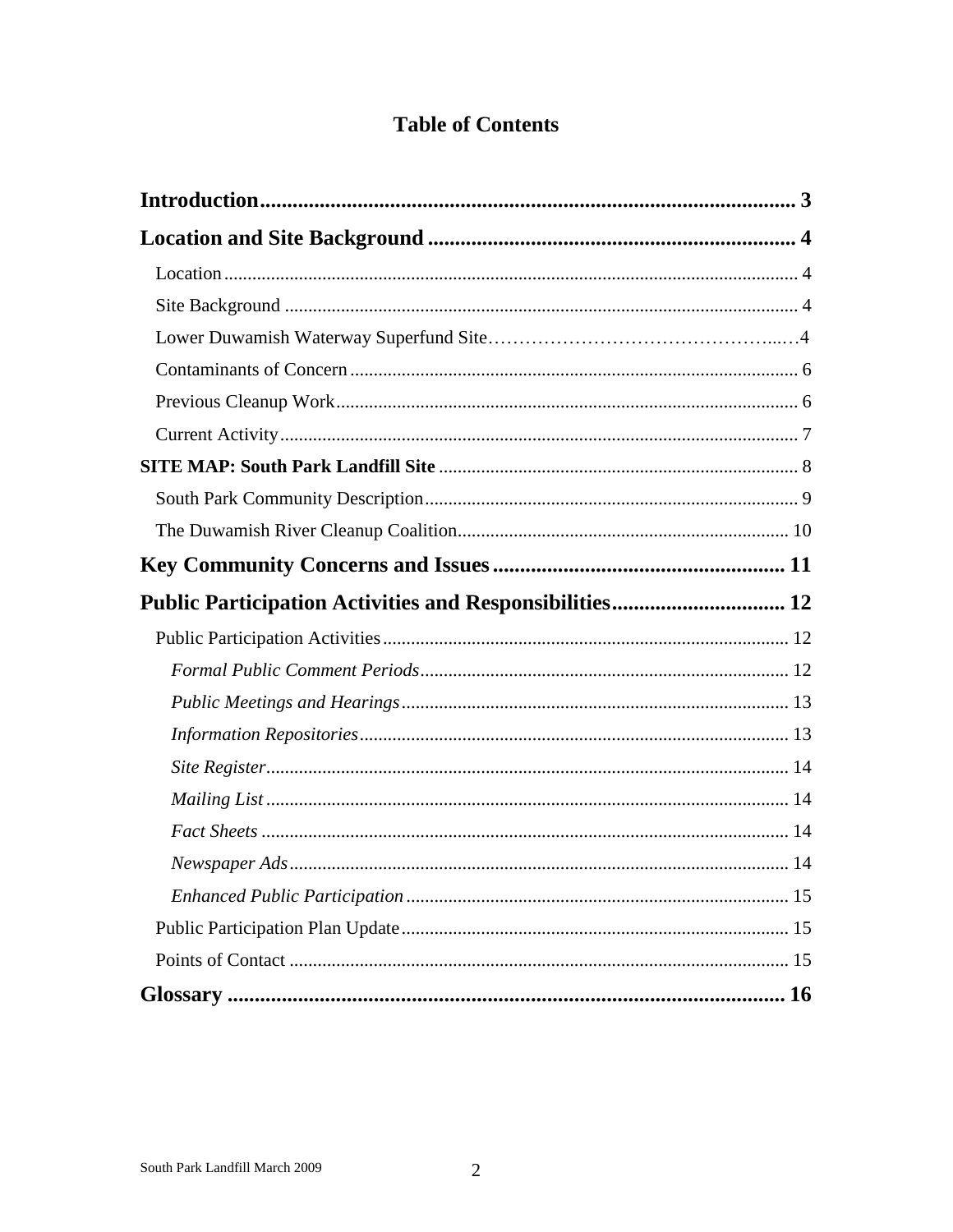# Table of Contents

**Introduction** .......... 3

**Location and Site Background** .......... 4

- Location .......... 4
- Site Background .......... 4
- Lower Duwamish Waterway Superfund Site .......... 4
- Contaminants of Concern .......... 6
- Previous Cleanup Work .......... 6
- Current Activity .......... 7

**SITE MAP: South Park Landfill Site** .......... 8

- South Park Community Description .......... 9
- The Duwamish River Cleanup Coalition .......... 10

**Key Community Concerns and Issues** .......... 11

**Public Participation Activities and Responsibilities** .......... 12

- Public Participation Activities .......... 12
  - *Formal Public Comment Periods* .......... 12
  - *Public Meetings and Hearings* .......... 13
  - *Information Repositories* .......... 13
  - *Site Register* .......... 14
  - *Mailing List* .......... 14
  - *Fact Sheets* .......... 14
  - *Newspaper Ads* .......... 14
  - *Enhanced Public Participation* .......... 15
- Public Participation Plan Update .......... 15
- Points of Contact .......... 15

**Glossary** .......... 16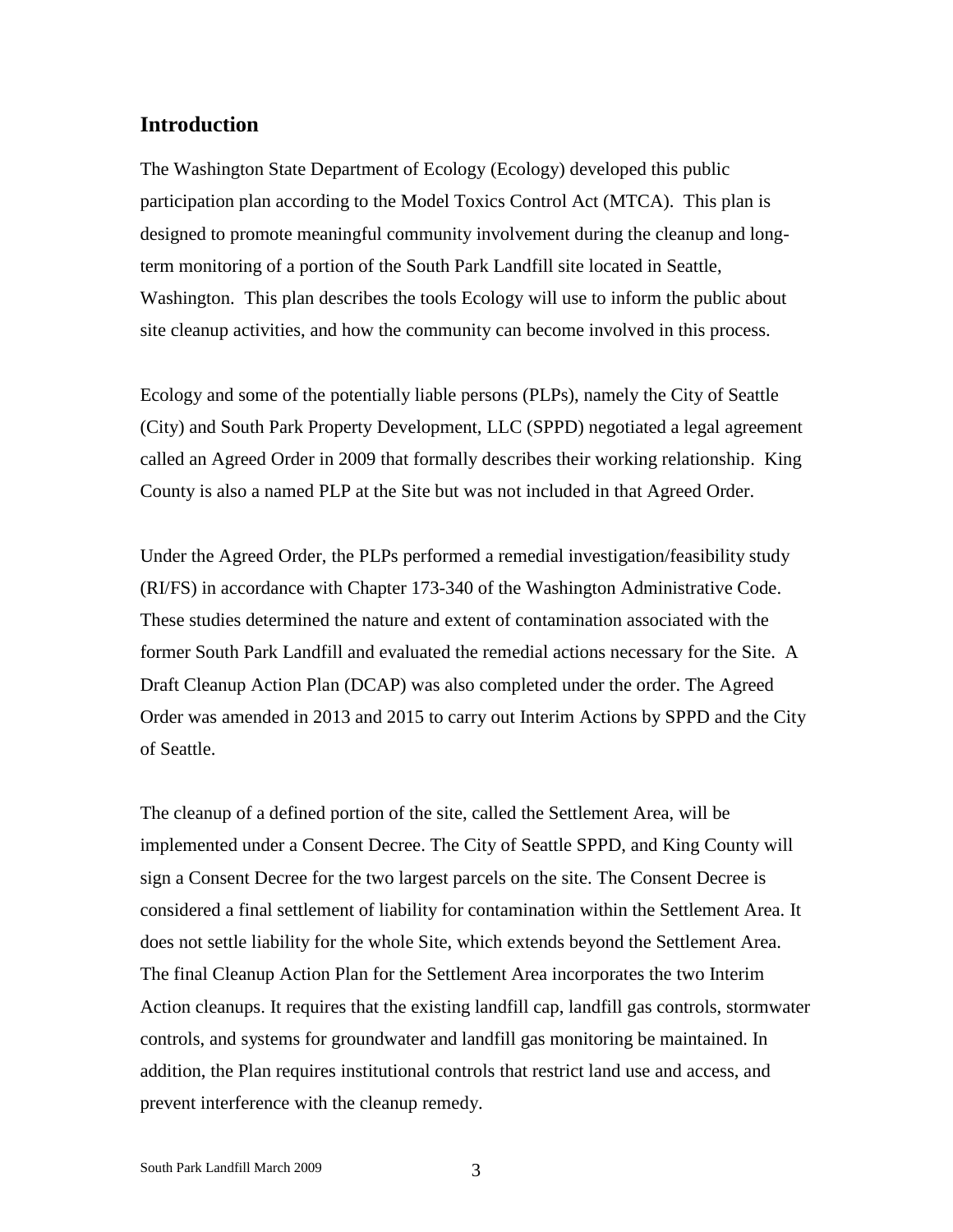## Introduction

The Washington State Department of Ecology (Ecology) developed this public participation plan according to the Model Toxics Control Act (MTCA). This plan is designed to promote meaningful community involvement during the cleanup and long-term monitoring of a portion of the South Park Landfill site located in Seattle, Washington. This plan describes the tools Ecology will use to inform the public about site cleanup activities, and how the community can become involved in this process.

Ecology and some of the potentially liable persons (PLPs), namely the City of Seattle (City) and South Park Property Development, LLC (SPPD) negotiated a legal agreement called an Agreed Order in 2009 that formally describes their working relationship. King County is also a named PLP at the Site but was not included in that Agreed Order.

Under the Agreed Order, the PLPs performed a remedial investigation/feasibility study (RI/FS) in accordance with Chapter 173-340 of the Washington Administrative Code. These studies determined the nature and extent of contamination associated with the former South Park Landfill and evaluated the remedial actions necessary for the Site. A Draft Cleanup Action Plan (DCAP) was also completed under the order. The Agreed Order was amended in 2013 and 2015 to carry out Interim Actions by SPPD and the City of Seattle.

The cleanup of a defined portion of the site, called the Settlement Area, will be implemented under a Consent Decree. The City of Seattle SPPD, and King County will sign a Consent Decree for the two largest parcels on the site. The Consent Decree is considered a final settlement of liability for contamination within the Settlement Area. It does not settle liability for the whole Site, which extends beyond the Settlement Area. The final Cleanup Action Plan for the Settlement Area incorporates the two Interim Action cleanups. It requires that the existing landfill cap, landfill gas controls, stormwater controls, and systems for groundwater and landfill gas monitoring be maintained. In addition, the Plan requires institutional controls that restrict land use and access, and prevent interference with the cleanup remedy.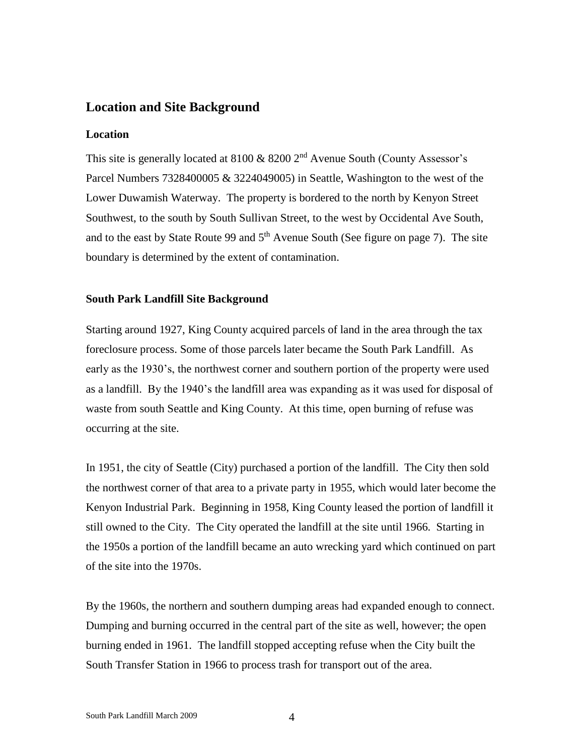## Location and Site Background

### Location

This site is generally located at 8100 & 8200 2nd Avenue South (County Assessor's Parcel Numbers 7328400005 & 3224049005) in Seattle, Washington to the west of the Lower Duwamish Waterway. The property is bordered to the north by Kenyon Street Southwest, to the south by South Sullivan Street, to the west by Occidental Ave South, and to the east by State Route 99 and 5th Avenue South (See figure on page 7). The site boundary is determined by the extent of contamination.

### South Park Landfill Site Background

Starting around 1927, King County acquired parcels of land in the area through the tax foreclosure process. Some of those parcels later became the South Park Landfill. As early as the 1930's, the northwest corner and southern portion of the property were used as a landfill. By the 1940's the landfill area was expanding as it was used for disposal of waste from south Seattle and King County. At this time, open burning of refuse was occurring at the site.

In 1951, the city of Seattle (City) purchased a portion of the landfill. The City then sold the northwest corner of that area to a private party in 1955, which would later become the Kenyon Industrial Park. Beginning in 1958, King County leased the portion of landfill it still owned to the City. The City operated the landfill at the site until 1966. Starting in the 1950s a portion of the landfill became an auto wrecking yard which continued on part of the site into the 1970s.

By the 1960s, the northern and southern dumping areas had expanded enough to connect. Dumping and burning occurred in the central part of the site as well, however; the open burning ended in 1961. The landfill stopped accepting refuse when the City built the South Transfer Station in 1966 to process trash for transport out of the area.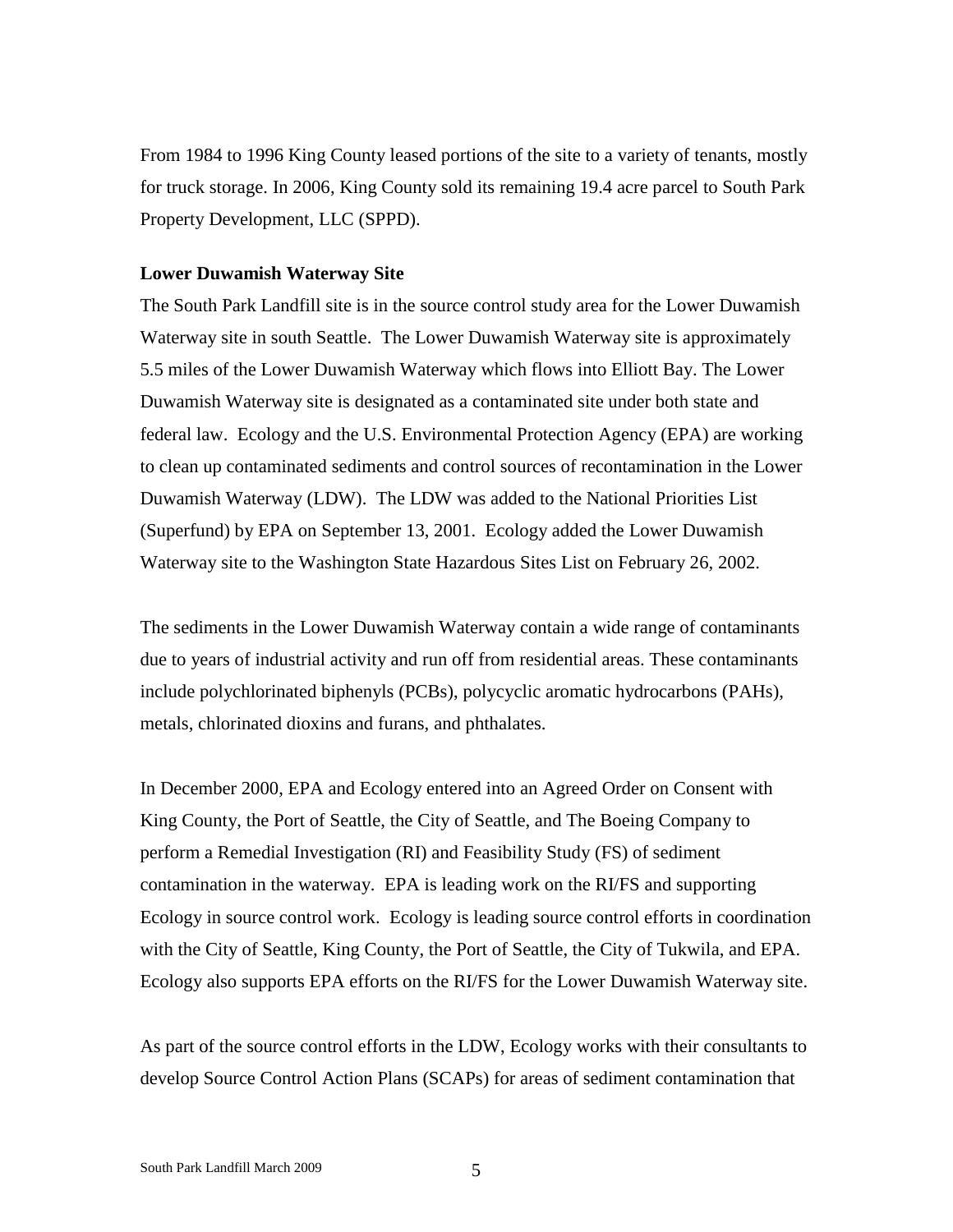From 1984 to 1996 King County leased portions of the site to a variety of tenants, mostly for truck storage. In 2006, King County sold its remaining 19.4 acre parcel to South Park Property Development, LLC (SPPD).

**Lower Duwamish Waterway Site**

The South Park Landfill site is in the source control study area for the Lower Duwamish Waterway site in south Seattle. The Lower Duwamish Waterway site is approximately 5.5 miles of the Lower Duwamish Waterway which flows into Elliott Bay. The Lower Duwamish Waterway site is designated as a contaminated site under both state and federal law. Ecology and the U.S. Environmental Protection Agency (EPA) are working to clean up contaminated sediments and control sources of recontamination in the Lower Duwamish Waterway (LDW). The LDW was added to the National Priorities List (Superfund) by EPA on September 13, 2001. Ecology added the Lower Duwamish Waterway site to the Washington State Hazardous Sites List on February 26, 2002.

The sediments in the Lower Duwamish Waterway contain a wide range of contaminants due to years of industrial activity and run off from residential areas. These contaminants include polychlorinated biphenyls (PCBs), polycyclic aromatic hydrocarbons (PAHs), metals, chlorinated dioxins and furans, and phthalates.

In December 2000, EPA and Ecology entered into an Agreed Order on Consent with King County, the Port of Seattle, the City of Seattle, and The Boeing Company to perform a Remedial Investigation (RI) and Feasibility Study (FS) of sediment contamination in the waterway. EPA is leading work on the RI/FS and supporting Ecology in source control work. Ecology is leading source control efforts in coordination with the City of Seattle, King County, the Port of Seattle, the City of Tukwila, and EPA. Ecology also supports EPA efforts on the RI/FS for the Lower Duwamish Waterway site.

As part of the source control efforts in the LDW, Ecology works with their consultants to develop Source Control Action Plans (SCAPs) for areas of sediment contamination that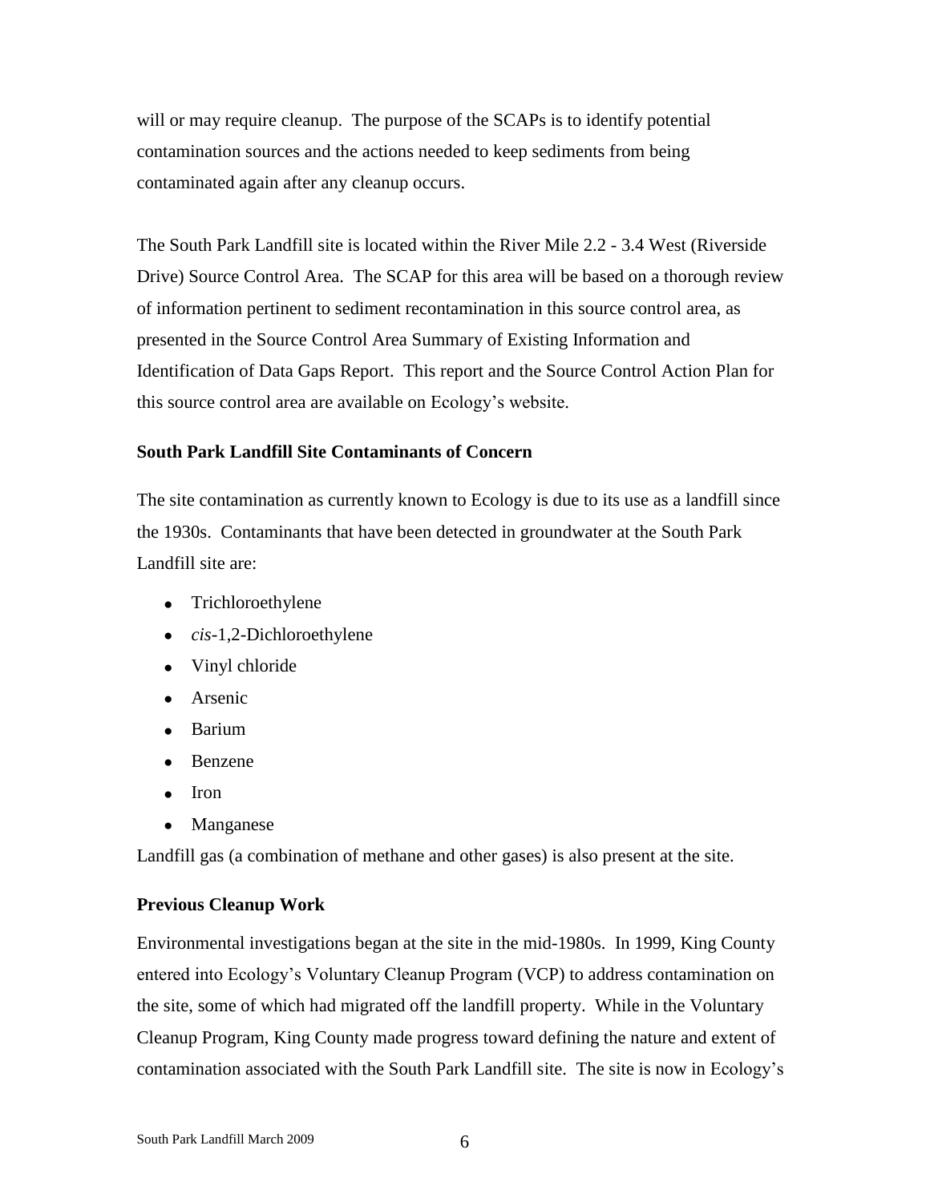will or may require cleanup. The purpose of the SCAPs is to identify potential contamination sources and the actions needed to keep sediments from being contaminated again after any cleanup occurs.

The South Park Landfill site is located within the River Mile 2.2 - 3.4 West (Riverside Drive) Source Control Area. The SCAP for this area will be based on a thorough review of information pertinent to sediment recontamination in this source control area, as presented in the Source Control Area Summary of Existing Information and Identification of Data Gaps Report. This report and the Source Control Action Plan for this source control area are available on Ecology's website.

**South Park Landfill Site Contaminants of Concern**

The site contamination as currently known to Ecology is due to its use as a landfill since the 1930s. Contaminants that have been detected in groundwater at the South Park Landfill site are:

- Trichloroethylene
- *cis*-1,2-Dichloroethylene
- Vinyl chloride
- Arsenic
- Barium
- Benzene
- Iron
- Manganese

Landfill gas (a combination of methane and other gases) is also present at the site.

**Previous Cleanup Work**

Environmental investigations began at the site in the mid-1980s. In 1999, King County entered into Ecology's Voluntary Cleanup Program (VCP) to address contamination on the site, some of which had migrated off the landfill property. While in the Voluntary Cleanup Program, King County made progress toward defining the nature and extent of contamination associated with the South Park Landfill site. The site is now in Ecology's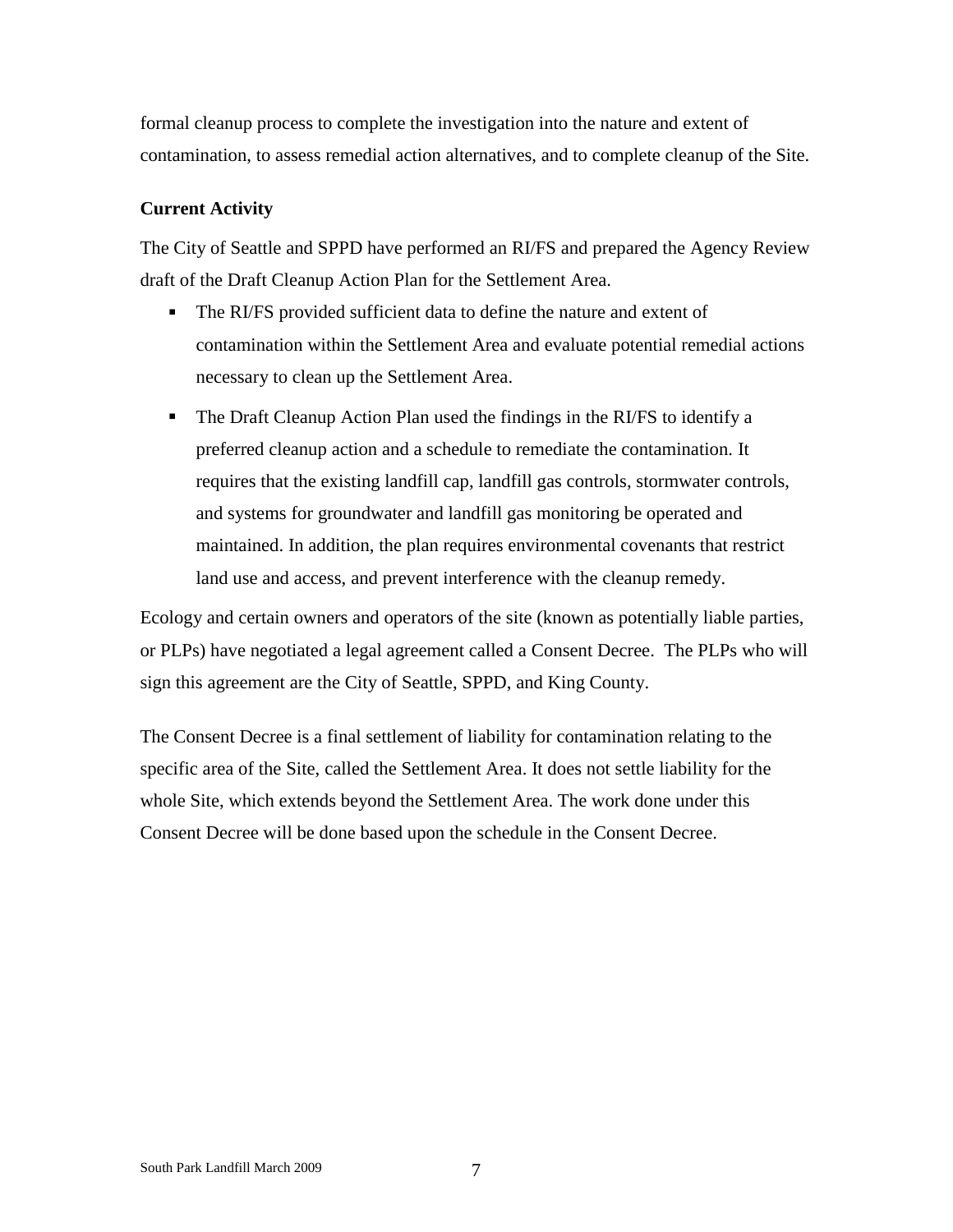formal cleanup process to complete the investigation into the nature and extent of contamination, to assess remedial action alternatives, and to complete cleanup of the Site.

**Current Activity**

The City of Seattle and SPPD have performed an RI/FS and prepared the Agency Review draft of the Draft Cleanup Action Plan for the Settlement Area.

- The RI/FS provided sufficient data to define the nature and extent of contamination within the Settlement Area and evaluate potential remedial actions necessary to clean up the Settlement Area.
- The Draft Cleanup Action Plan used the findings in the RI/FS to identify a preferred cleanup action and a schedule to remediate the contamination. It requires that the existing landfill cap, landfill gas controls, stormwater controls, and systems for groundwater and landfill gas monitoring be operated and maintained. In addition, the plan requires environmental covenants that restrict land use and access, and prevent interference with the cleanup remedy.

Ecology and certain owners and operators of the site (known as potentially liable parties, or PLPs) have negotiated a legal agreement called a Consent Decree. The PLPs who will sign this agreement are the City of Seattle, SPPD, and King County.

The Consent Decree is a final settlement of liability for contamination relating to the specific area of the Site, called the Settlement Area. It does not settle liability for the whole Site, which extends beyond the Settlement Area. The work done under this Consent Decree will be done based upon the schedule in the Consent Decree.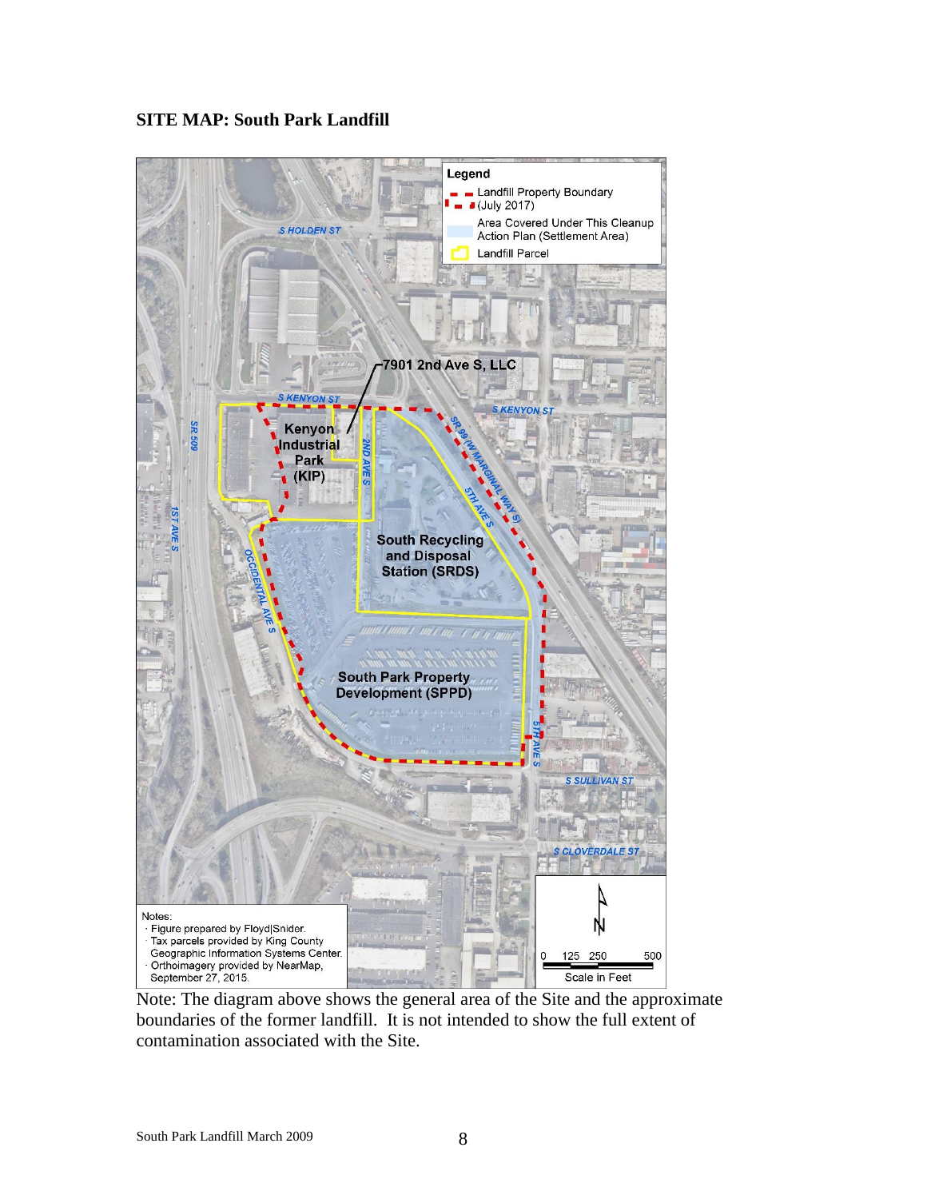**SITE MAP: South Park Landfill**

Legend

- Landfill Property Boundary (July 2017)
- Area Covered Under This Cleanup Action Plan (Settlement Area)
- Landfill Parcel

S HOLDEN ST

7901 2nd Ave S, LLC

S KENYON ST

S KENYON ST

SR 509

Kenyon Industrial Park (KIP)

2ND AVE S

SR 99 (W MARGINAL WAY S)

5TH AVE S

1ST AVE S

South Recycling and Disposal Station (SRDS)

OCCIDENTAL AVE S

South Park Property Development (SPPD)

5TH AVE S

S SULLIVAN ST

S CLOVERDALE ST

Notes:
- Figure prepared by Floyd|Snider.
- Tax parcels provided by King County Geographic Information Systems Center.
- Orthoimagery provided by NearMap, September 27, 2015.

N

0 125 250 500

Scale in Feet

Note: The diagram above shows the general area of the Site and the approximate boundaries of the former landfill. It is not intended to show the full extent of contamination associated with the Site.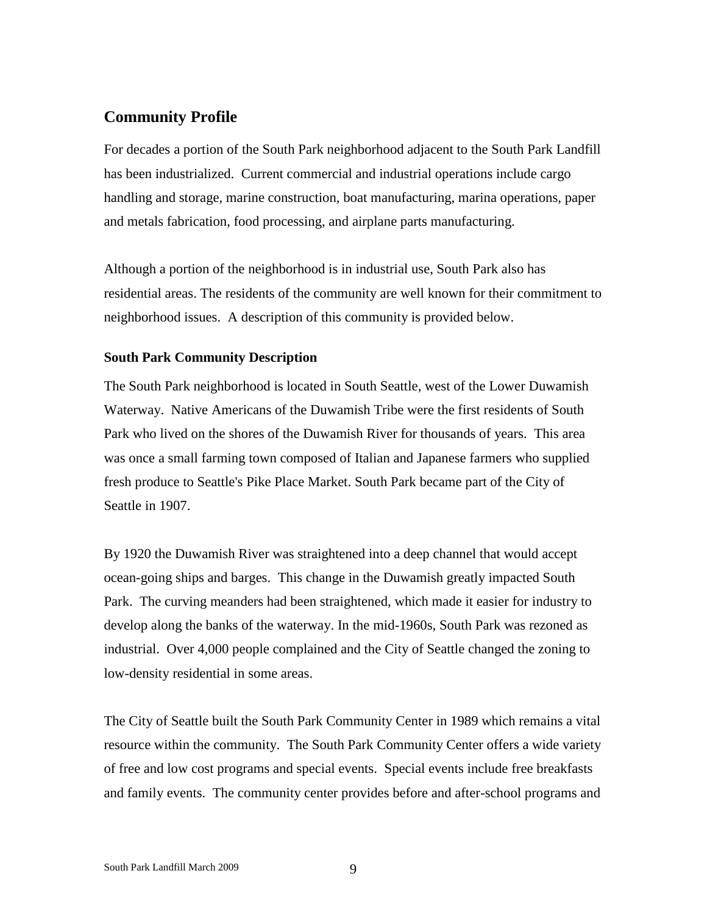## Community Profile

For decades a portion of the South Park neighborhood adjacent to the South Park Landfill has been industrialized. Current commercial and industrial operations include cargo handling and storage, marine construction, boat manufacturing, marina operations, paper and metals fabrication, food processing, and airplane parts manufacturing.

Although a portion of the neighborhood is in industrial use, South Park also has residential areas. The residents of the community are well known for their commitment to neighborhood issues. A description of this community is provided below.

### South Park Community Description

The South Park neighborhood is located in South Seattle, west of the Lower Duwamish Waterway. Native Americans of the Duwamish Tribe were the first residents of South Park who lived on the shores of the Duwamish River for thousands of years. This area was once a small farming town composed of Italian and Japanese farmers who supplied fresh produce to Seattle's Pike Place Market. South Park became part of the City of Seattle in 1907.

By 1920 the Duwamish River was straightened into a deep channel that would accept ocean-going ships and barges. This change in the Duwamish greatly impacted South Park. The curving meanders had been straightened, which made it easier for industry to develop along the banks of the waterway. In the mid-1960s, South Park was rezoned as industrial. Over 4,000 people complained and the City of Seattle changed the zoning to low-density residential in some areas.

The City of Seattle built the South Park Community Center in 1989 which remains a vital resource within the community. The South Park Community Center offers a wide variety of free and low cost programs and special events. Special events include free breakfasts and family events. The community center provides before and after-school programs and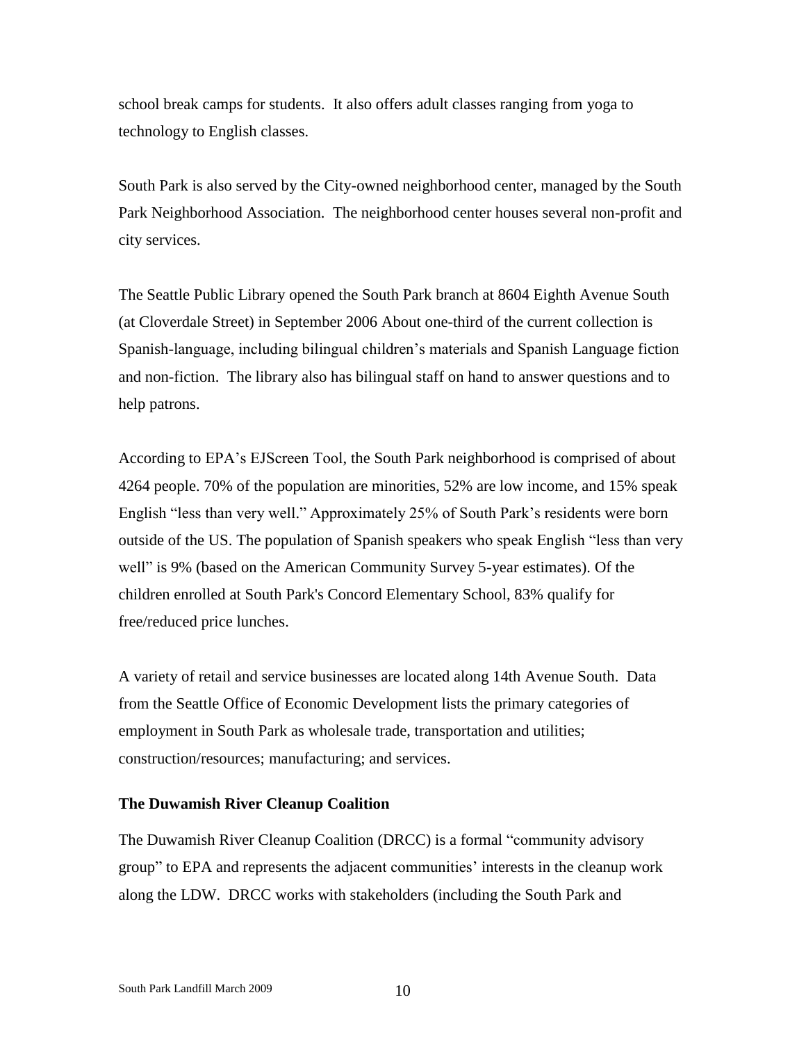school break camps for students. It also offers adult classes ranging from yoga to technology to English classes.

South Park is also served by the City-owned neighborhood center, managed by the South Park Neighborhood Association. The neighborhood center houses several non-profit and city services.

The Seattle Public Library opened the South Park branch at 8604 Eighth Avenue South (at Cloverdale Street) in September 2006 About one-third of the current collection is Spanish-language, including bilingual children's materials and Spanish Language fiction and non-fiction. The library also has bilingual staff on hand to answer questions and to help patrons.

According to EPA's EJScreen Tool, the South Park neighborhood is comprised of about 4264 people. 70% of the population are minorities, 52% are low income, and 15% speak English "less than very well." Approximately 25% of South Park's residents were born outside of the US. The population of Spanish speakers who speak English "less than very well" is 9% (based on the American Community Survey 5-year estimates). Of the children enrolled at South Park's Concord Elementary School, 83% qualify for free/reduced price lunches.

A variety of retail and service businesses are located along 14th Avenue South. Data from the Seattle Office of Economic Development lists the primary categories of employment in South Park as wholesale trade, transportation and utilities; construction/resources; manufacturing; and services.

**The Duwamish River Cleanup Coalition**

The Duwamish River Cleanup Coalition (DRCC) is a formal "community advisory group" to EPA and represents the adjacent communities' interests in the cleanup work along the LDW. DRCC works with stakeholders (including the South Park and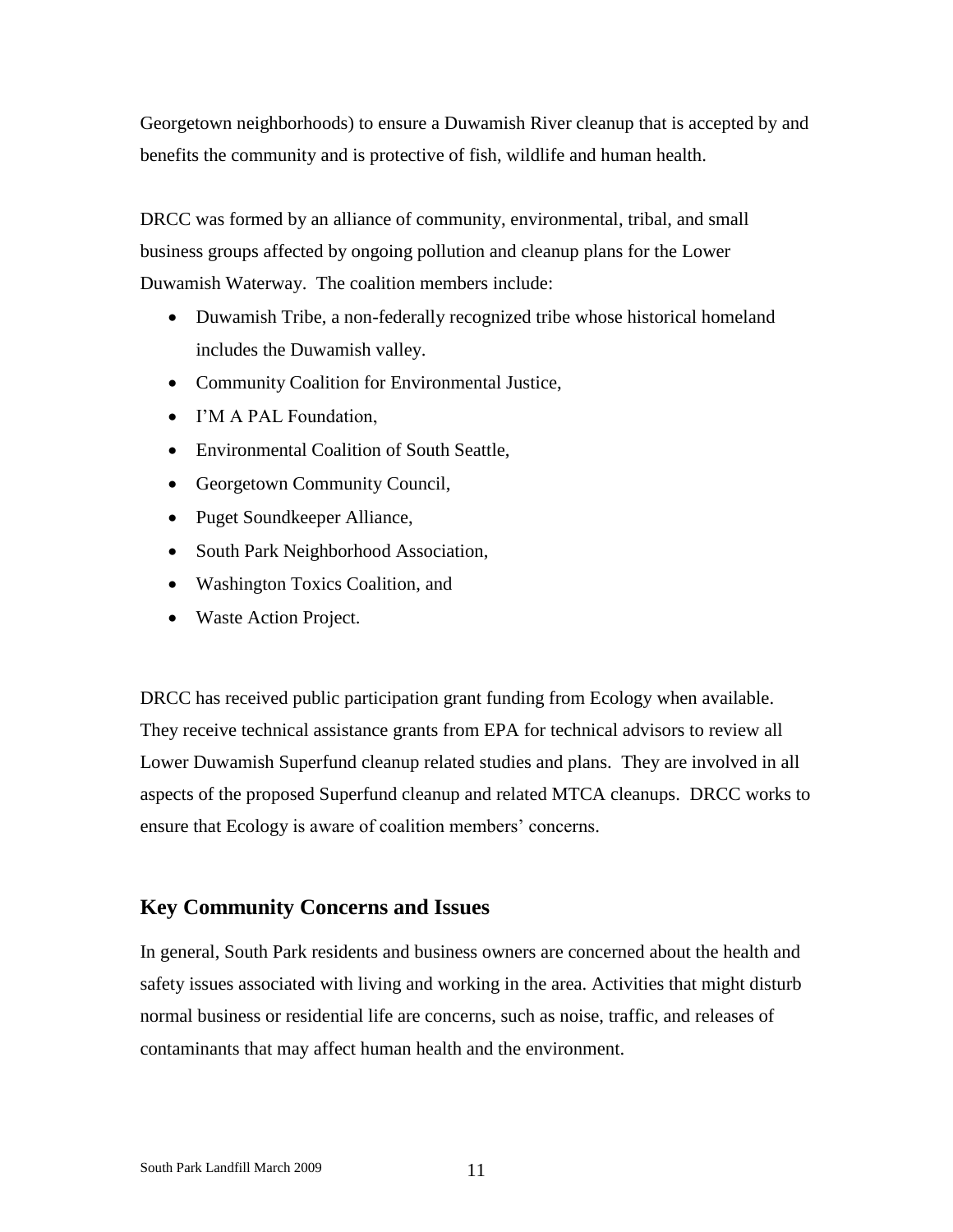Georgetown neighborhoods) to ensure a Duwamish River cleanup that is accepted by and benefits the community and is protective of fish, wildlife and human health.

DRCC was formed by an alliance of community, environmental, tribal, and small business groups affected by ongoing pollution and cleanup plans for the Lower Duwamish Waterway. The coalition members include:

- Duwamish Tribe, a non-federally recognized tribe whose historical homeland includes the Duwamish valley.
- Community Coalition for Environmental Justice,
- I'M A PAL Foundation,
- Environmental Coalition of South Seattle,
- Georgetown Community Council,
- Puget Soundkeeper Alliance,
- South Park Neighborhood Association,
- Washington Toxics Coalition, and
- Waste Action Project.

DRCC has received public participation grant funding from Ecology when available. They receive technical assistance grants from EPA for technical advisors to review all Lower Duwamish Superfund cleanup related studies and plans. They are involved in all aspects of the proposed Superfund cleanup and related MTCA cleanups. DRCC works to ensure that Ecology is aware of coalition members' concerns.

## Key Community Concerns and Issues

In general, South Park residents and business owners are concerned about the health and safety issues associated with living and working in the area. Activities that might disturb normal business or residential life are concerns, such as noise, traffic, and releases of contaminants that may affect human health and the environment.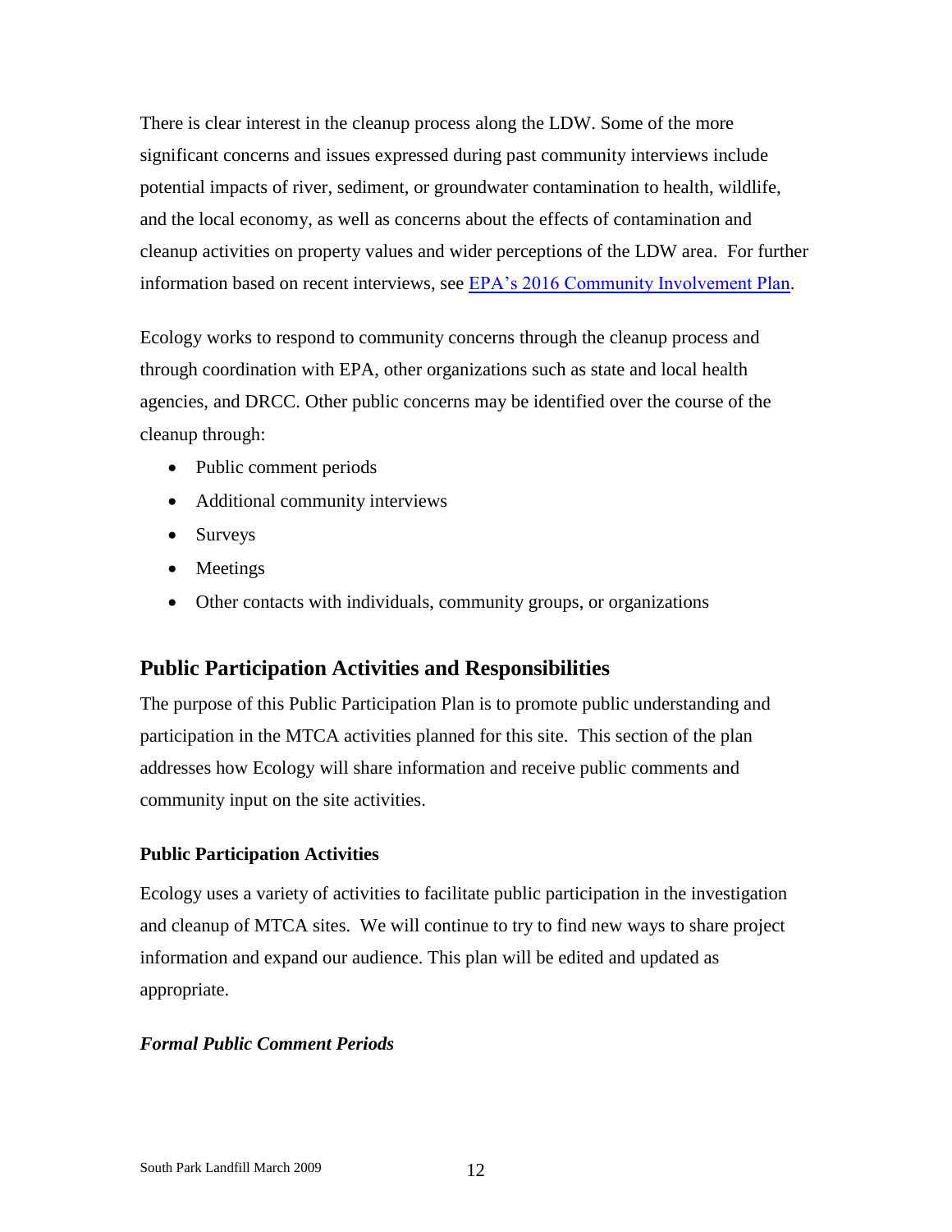There is clear interest in the cleanup process along the LDW. Some of the more significant concerns and issues expressed during past community interviews include potential impacts of river, sediment, or groundwater contamination to health, wildlife, and the local economy, as well as concerns about the effects of contamination and cleanup activities on property values and wider perceptions of the LDW area. For further information based on recent interviews, see [EPA's 2016 Community Involvement Plan](#).

Ecology works to respond to community concerns through the cleanup process and through coordination with EPA, other organizations such as state and local health agencies, and DRCC. Other public concerns may be identified over the course of the cleanup through:

- Public comment periods
- Additional community interviews
- Surveys
- Meetings
- Other contacts with individuals, community groups, or organizations

## Public Participation Activities and Responsibilities

The purpose of this Public Participation Plan is to promote public understanding and participation in the MTCA activities planned for this site. This section of the plan addresses how Ecology will share information and receive public comments and community input on the site activities.

### Public Participation Activities

Ecology uses a variety of activities to facilitate public participation in the investigation and cleanup of MTCA sites. We will continue to try to find new ways to share project information and expand our audience. This plan will be edited and updated as appropriate.

#### ***Formal Public Comment Periods***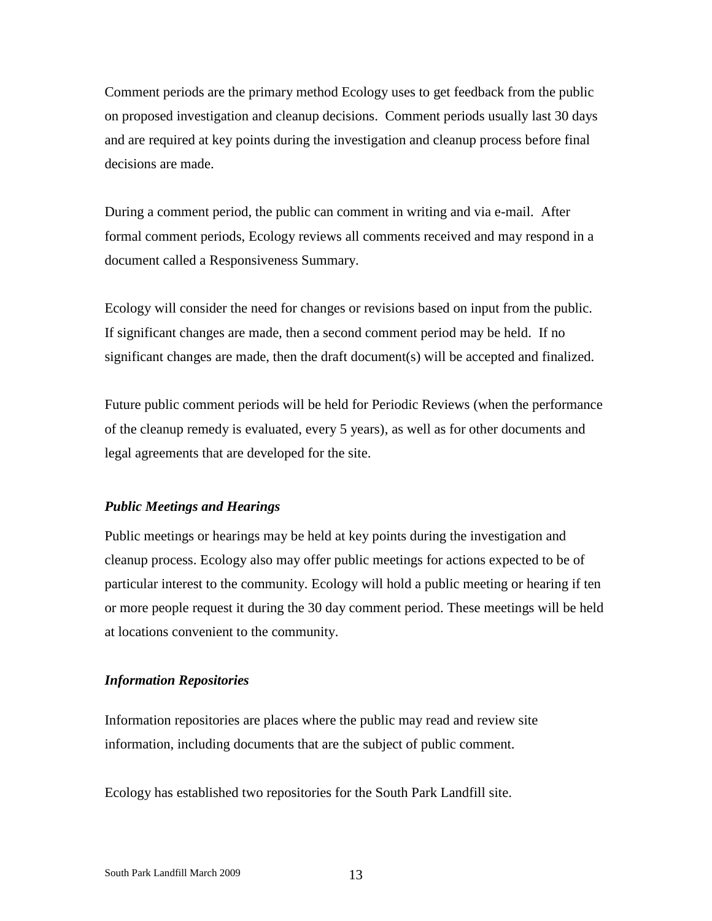Comment periods are the primary method Ecology uses to get feedback from the public on proposed investigation and cleanup decisions. Comment periods usually last 30 days and are required at key points during the investigation and cleanup process before final decisions are made.

During a comment period, the public can comment in writing and via e-mail. After formal comment periods, Ecology reviews all comments received and may respond in a document called a Responsiveness Summary.

Ecology will consider the need for changes or revisions based on input from the public. If significant changes are made, then a second comment period may be held. If no significant changes are made, then the draft document(s) will be accepted and finalized.

Future public comment periods will be held for Periodic Reviews (when the performance of the cleanup remedy is evaluated, every 5 years), as well as for other documents and legal agreements that are developed for the site.

### *Public Meetings and Hearings*

Public meetings or hearings may be held at key points during the investigation and cleanup process. Ecology also may offer public meetings for actions expected to be of particular interest to the community. Ecology will hold a public meeting or hearing if ten or more people request it during the 30 day comment period. These meetings will be held at locations convenient to the community.

### *Information Repositories*

Information repositories are places where the public may read and review site information, including documents that are the subject of public comment.

Ecology has established two repositories for the South Park Landfill site.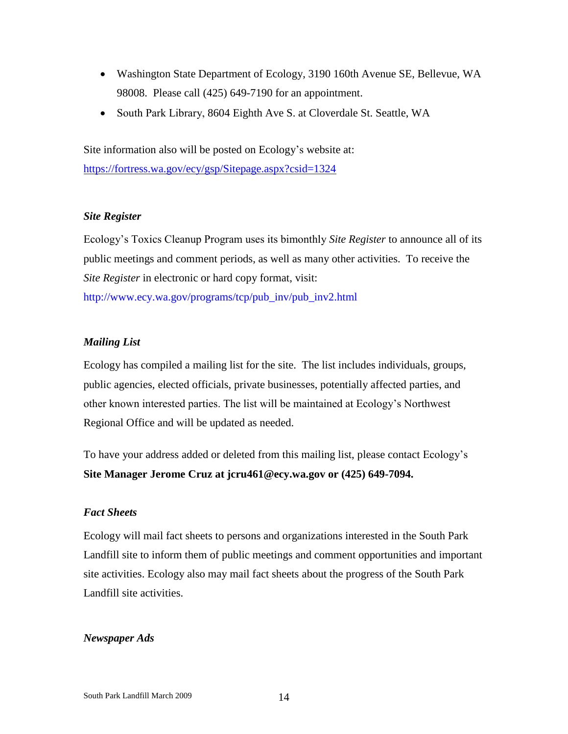- Washington State Department of Ecology, 3190 160th Avenue SE, Bellevue, WA 98008. Please call (425) 649-7190 for an appointment.
- South Park Library, 8604 Eighth Ave S. at Cloverdale St. Seattle, WA

Site information also will be posted on Ecology's website at: https://fortress.wa.gov/ecy/gsp/Sitepage.aspx?csid=1324

### *Site Register*

Ecology's Toxics Cleanup Program uses its bimonthly *Site Register* to announce all of its public meetings and comment periods, as well as many other activities. To receive the *Site Register* in electronic or hard copy format, visit: http://www.ecy.wa.gov/programs/tcp/pub_inv/pub_inv2.html

### *Mailing List*

Ecology has compiled a mailing list for the site. The list includes individuals, groups, public agencies, elected officials, private businesses, potentially affected parties, and other known interested parties. The list will be maintained at Ecology's Northwest Regional Office and will be updated as needed.

To have your address added or deleted from this mailing list, please contact Ecology's **Site Manager Jerome Cruz at jcru461@ecy.wa.gov or (425) 649-7094.**

### *Fact Sheets*

Ecology will mail fact sheets to persons and organizations interested in the South Park Landfill site to inform them of public meetings and comment opportunities and important site activities. Ecology also may mail fact sheets about the progress of the South Park Landfill site activities.

### *Newspaper Ads*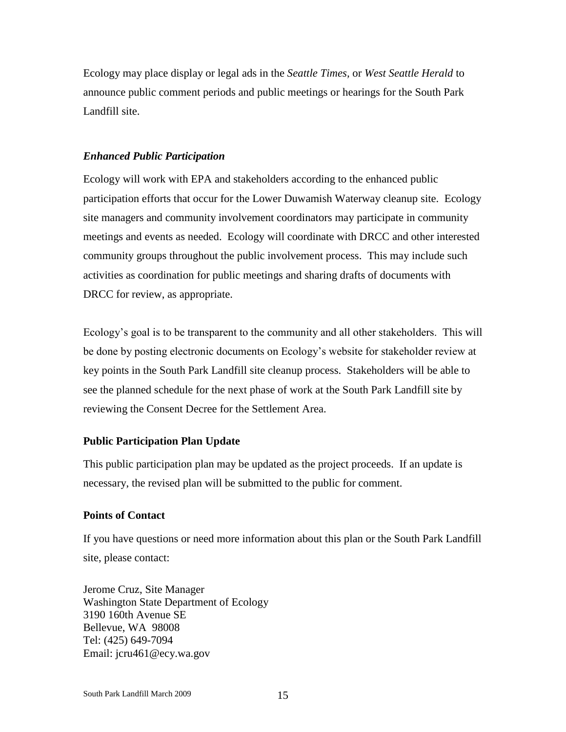Ecology may place display or legal ads in the *Seattle Times,* or *West Seattle Herald* to announce public comment periods and public meetings or hearings for the South Park Landfill site.

### *Enhanced Public Participation*

Ecology will work with EPA and stakeholders according to the enhanced public participation efforts that occur for the Lower Duwamish Waterway cleanup site. Ecology site managers and community involvement coordinators may participate in community meetings and events as needed. Ecology will coordinate with DRCC and other interested community groups throughout the public involvement process. This may include such activities as coordination for public meetings and sharing drafts of documents with DRCC for review, as appropriate.

Ecology's goal is to be transparent to the community and all other stakeholders. This will be done by posting electronic documents on Ecology's website for stakeholder review at key points in the South Park Landfill site cleanup process. Stakeholders will be able to see the planned schedule for the next phase of work at the South Park Landfill site by reviewing the Consent Decree for the Settlement Area.

## Public Participation Plan Update

This public participation plan may be updated as the project proceeds. If an update is necessary, the revised plan will be submitted to the public for comment.

## Points of Contact

If you have questions or need more information about this plan or the South Park Landfill site, please contact:

Jerome Cruz, Site Manager
Washington State Department of Ecology
3190 160th Avenue SE
Bellevue, WA 98008
Tel: (425) 649-7094
Email: jcru461@ecy.wa.gov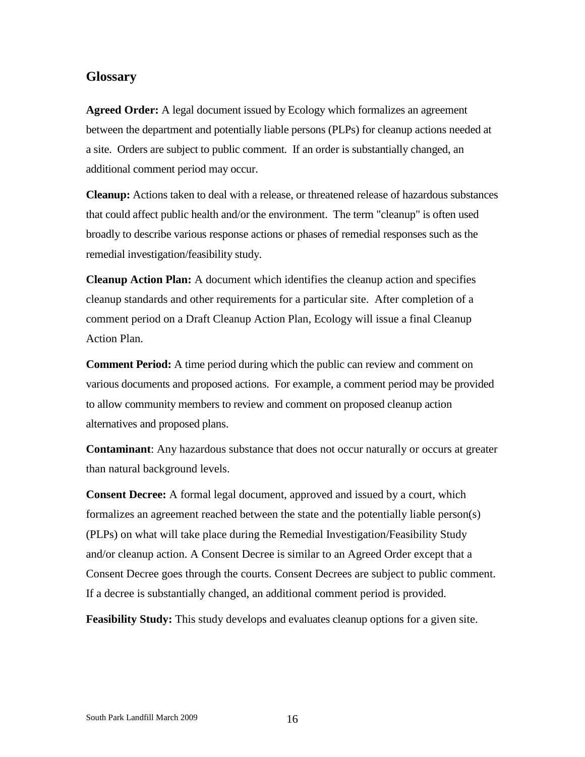## Glossary

**Agreed Order:** A legal document issued by Ecology which formalizes an agreement between the department and potentially liable persons (PLPs) for cleanup actions needed at a site. Orders are subject to public comment. If an order is substantially changed, an additional comment period may occur.

**Cleanup:** Actions taken to deal with a release, or threatened release of hazardous substances that could affect public health and/or the environment. The term "cleanup" is often used broadly to describe various response actions or phases of remedial responses such as the remedial investigation/feasibility study.

**Cleanup Action Plan:** A document which identifies the cleanup action and specifies cleanup standards and other requirements for a particular site. After completion of a comment period on a Draft Cleanup Action Plan, Ecology will issue a final Cleanup Action Plan.

**Comment Period:** A time period during which the public can review and comment on various documents and proposed actions. For example, a comment period may be provided to allow community members to review and comment on proposed cleanup action alternatives and proposed plans.

**Contaminant**: Any hazardous substance that does not occur naturally or occurs at greater than natural background levels.

**Consent Decree:** A formal legal document, approved and issued by a court, which formalizes an agreement reached between the state and the potentially liable person(s) (PLPs) on what will take place during the Remedial Investigation/Feasibility Study and/or cleanup action. A Consent Decree is similar to an Agreed Order except that a Consent Decree goes through the courts. Consent Decrees are subject to public comment. If a decree is substantially changed, an additional comment period is provided.

**Feasibility Study:** This study develops and evaluates cleanup options for a given site.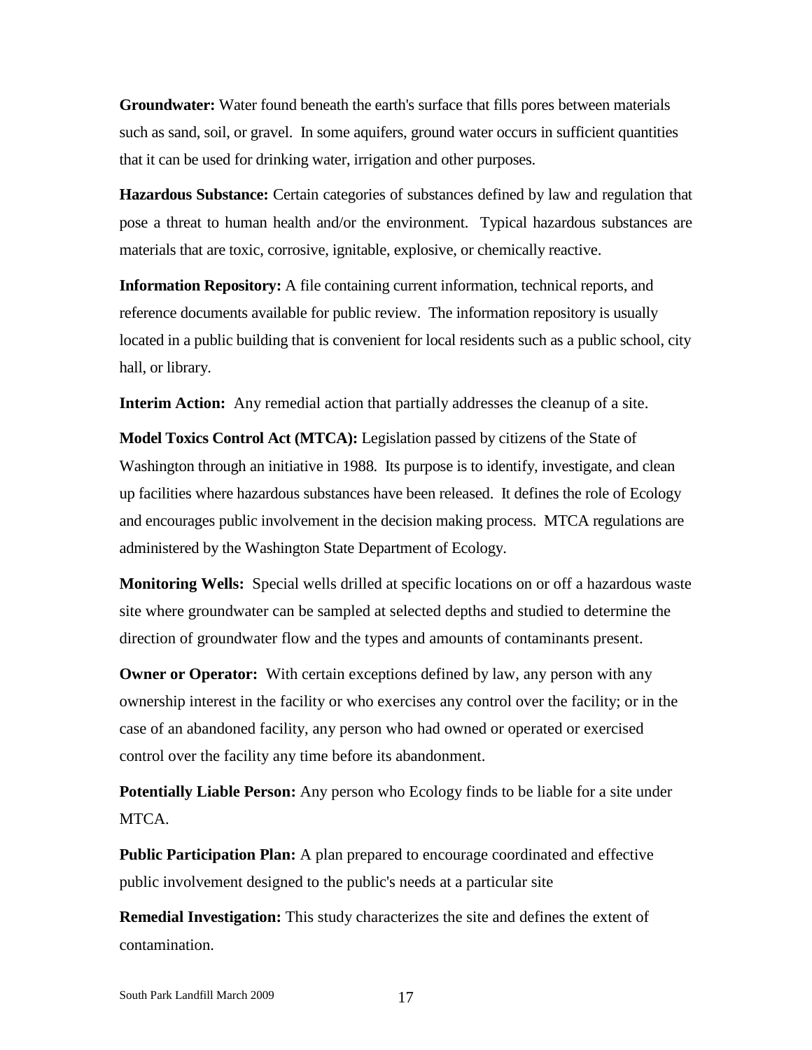**Groundwater:** Water found beneath the earth's surface that fills pores between materials such as sand, soil, or gravel. In some aquifers, ground water occurs in sufficient quantities that it can be used for drinking water, irrigation and other purposes.

**Hazardous Substance:** Certain categories of substances defined by law and regulation that pose a threat to human health and/or the environment. Typical hazardous substances are materials that are toxic, corrosive, ignitable, explosive, or chemically reactive.

**Information Repository:** A file containing current information, technical reports, and reference documents available for public review. The information repository is usually located in a public building that is convenient for local residents such as a public school, city hall, or library.

**Interim Action:** Any remedial action that partially addresses the cleanup of a site.

**Model Toxics Control Act (MTCA):** Legislation passed by citizens of the State of Washington through an initiative in 1988. Its purpose is to identify, investigate, and clean up facilities where hazardous substances have been released. It defines the role of Ecology and encourages public involvement in the decision making process. MTCA regulations are administered by the Washington State Department of Ecology.

**Monitoring Wells:** Special wells drilled at specific locations on or off a hazardous waste site where groundwater can be sampled at selected depths and studied to determine the direction of groundwater flow and the types and amounts of contaminants present.

**Owner or Operator:** With certain exceptions defined by law, any person with any ownership interest in the facility or who exercises any control over the facility; or in the case of an abandoned facility, any person who had owned or operated or exercised control over the facility any time before its abandonment.

**Potentially Liable Person:** Any person who Ecology finds to be liable for a site under MTCA.

**Public Participation Plan:** A plan prepared to encourage coordinated and effective public involvement designed to the public's needs at a particular site

**Remedial Investigation:** This study characterizes the site and defines the extent of contamination.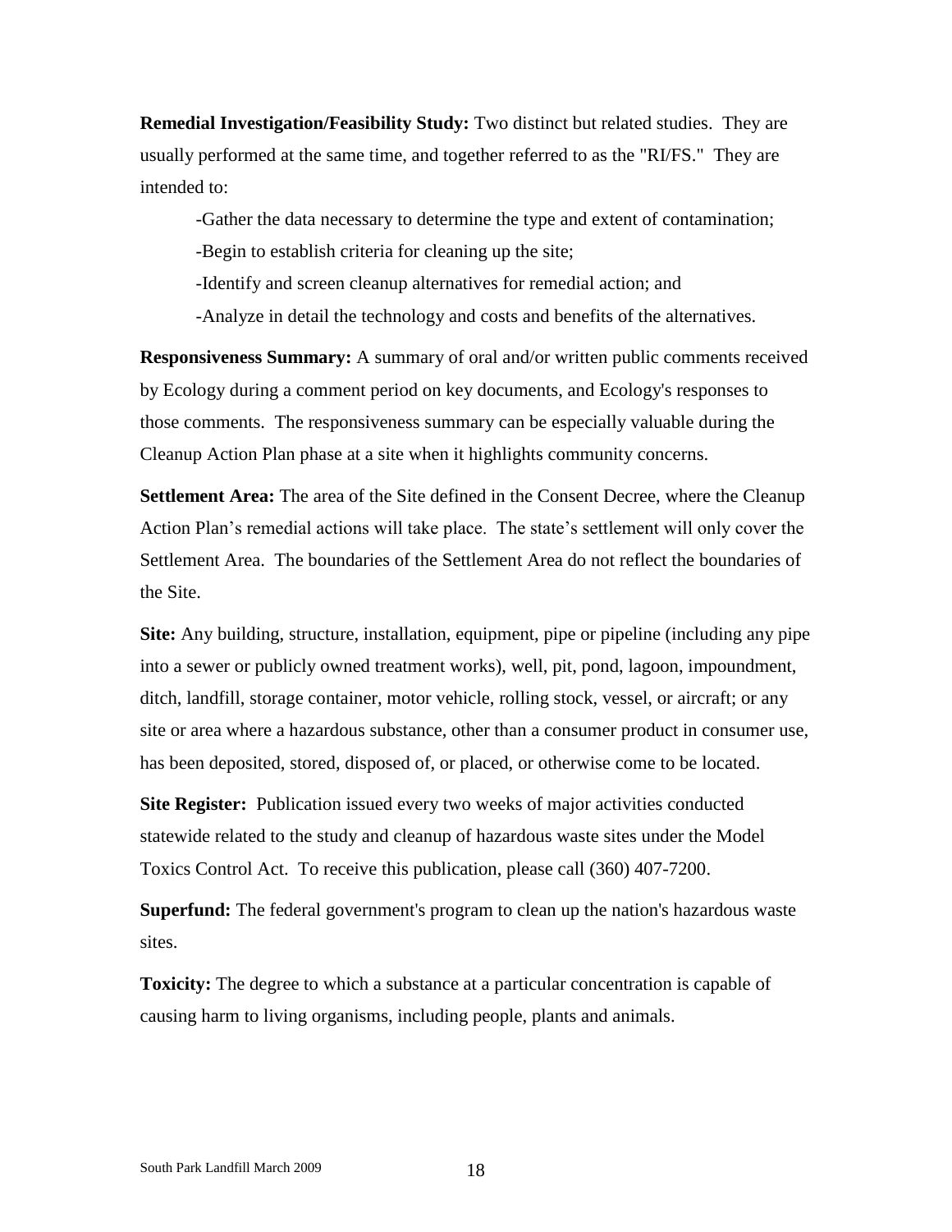**Remedial Investigation/Feasibility Study:** Two distinct but related studies. They are usually performed at the same time, and together referred to as the "RI/FS." They are intended to:

-Gather the data necessary to determine the type and extent of contamination;

-Begin to establish criteria for cleaning up the site;

-Identify and screen cleanup alternatives for remedial action; and

-Analyze in detail the technology and costs and benefits of the alternatives.

**Responsiveness Summary:** A summary of oral and/or written public comments received by Ecology during a comment period on key documents, and Ecology's responses to those comments. The responsiveness summary can be especially valuable during the Cleanup Action Plan phase at a site when it highlights community concerns.

**Settlement Area:** The area of the Site defined in the Consent Decree, where the Cleanup Action Plan's remedial actions will take place. The state's settlement will only cover the Settlement Area. The boundaries of the Settlement Area do not reflect the boundaries of the Site.

**Site:** Any building, structure, installation, equipment, pipe or pipeline (including any pipe into a sewer or publicly owned treatment works), well, pit, pond, lagoon, impoundment, ditch, landfill, storage container, motor vehicle, rolling stock, vessel, or aircraft; or any site or area where a hazardous substance, other than a consumer product in consumer use, has been deposited, stored, disposed of, or placed, or otherwise come to be located.

**Site Register:** Publication issued every two weeks of major activities conducted statewide related to the study and cleanup of hazardous waste sites under the Model Toxics Control Act. To receive this publication, please call (360) 407-7200.

**Superfund:** The federal government's program to clean up the nation's hazardous waste sites.

**Toxicity:** The degree to which a substance at a particular concentration is capable of causing harm to living organisms, including people, plants and animals.